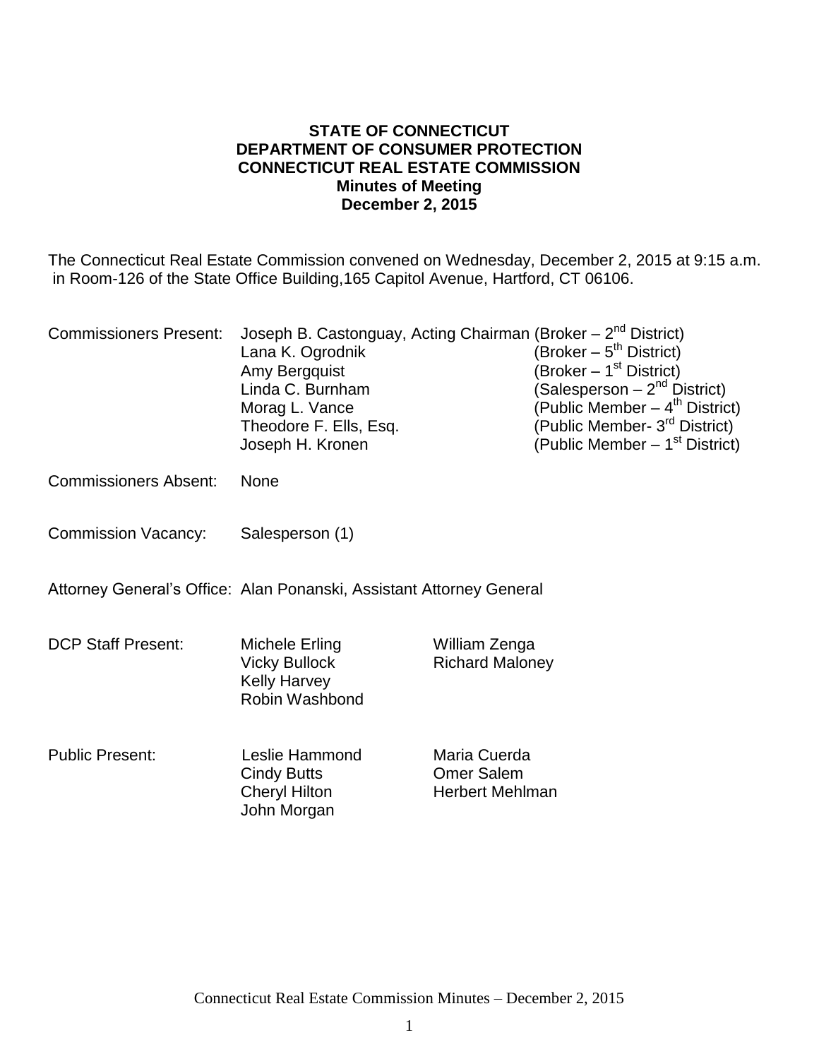**STATE OF CONNECTICUT**
**DEPARTMENT OF CONSUMER PROTECTION**
**CONNECTICUT REAL ESTATE COMMISSION**
**Minutes of Meeting**
**December 2, 2015**

The Connecticut Real Estate Commission convened on Wednesday, December 2, 2015 at 9:15 a.m. in Room-126 of the State Office Building,165 Capitol Avenue, Hartford, CT 06106.

Commissioners Present:
- Joseph B. Castonguay, Acting Chairman (Broker – 2nd District)
- Lana K. Ogrodnik (Broker – 5th District)
- Amy Bergquist (Broker – 1st District)
- Linda C. Burnham (Salesperson – 2nd District)
- Morag L. Vance (Public Member – 4th District)
- Theodore F. Ells, Esq. (Public Member- 3rd District)
- Joseph H. Kronen (Public Member – 1st District)

Commissioners Absent: None

Commission Vacancy: Salesperson (1)

Attorney General's Office: Alan Ponanski, Assistant Attorney General

DCP Staff Present:
- Michele Erling
- Vicky Bullock
- Kelly Harvey
- Robin Washbond
- William Zenga
- Richard Maloney

Public Present:
- Leslie Hammond
- Cindy Butts
- Cheryl Hilton
- John Morgan
- Maria Cuerda
- Omer Salem
- Herbert Mehlman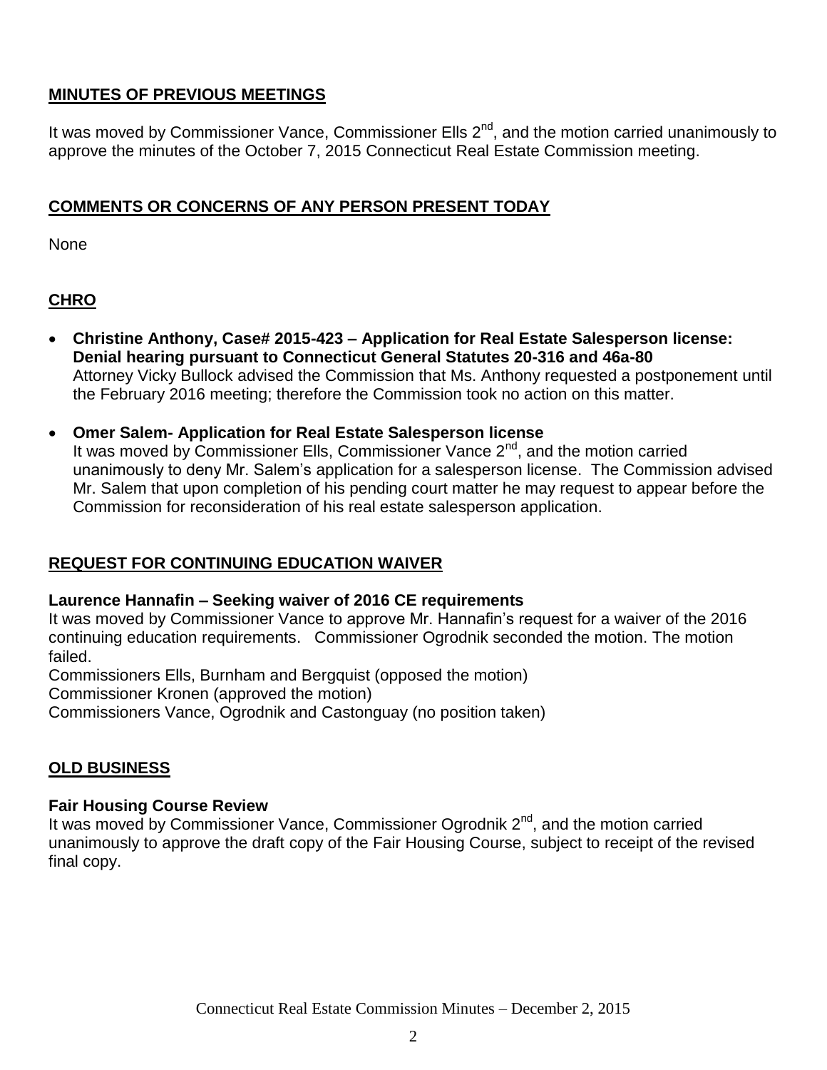## MINUTES OF PREVIOUS MEETINGS

It was moved by Commissioner Vance, Commissioner Ells 2nd, and the motion carried unanimously to approve the minutes of the October 7, 2015 Connecticut Real Estate Commission meeting.

## COMMENTS OR CONCERNS OF ANY PERSON PRESENT TODAY

None

## CHRO

- **Christine Anthony, Case# 2015-423 – Application for Real Estate Salesperson license: Denial hearing pursuant to Connecticut General Statutes 20-316 and 46a-80**
  Attorney Vicky Bullock advised the Commission that Ms. Anthony requested a postponement until the February 2016 meeting; therefore the Commission took no action on this matter.

- **Omer Salem- Application for Real Estate Salesperson license**
  It was moved by Commissioner Ells, Commissioner Vance 2nd, and the motion carried unanimously to deny Mr. Salem's application for a salesperson license. The Commission advised Mr. Salem that upon completion of his pending court matter he may request to appear before the Commission for reconsideration of his real estate salesperson application.

## REQUEST FOR CONTINUING EDUCATION WAIVER

**Laurence Hannafin – Seeking waiver of 2016 CE requirements**

It was moved by Commissioner Vance to approve Mr. Hannafin's request for a waiver of the 2016 continuing education requirements. Commissioner Ogrodnik seconded the motion. The motion failed.

Commissioners Ells, Burnham and Bergquist (opposed the motion)
Commissioner Kronen (approved the motion)
Commissioners Vance, Ogrodnik and Castonguay (no position taken)

## OLD BUSINESS

**Fair Housing Course Review**

It was moved by Commissioner Vance, Commissioner Ogrodnik 2nd, and the motion carried unanimously to approve the draft copy of the Fair Housing Course, subject to receipt of the revised final copy.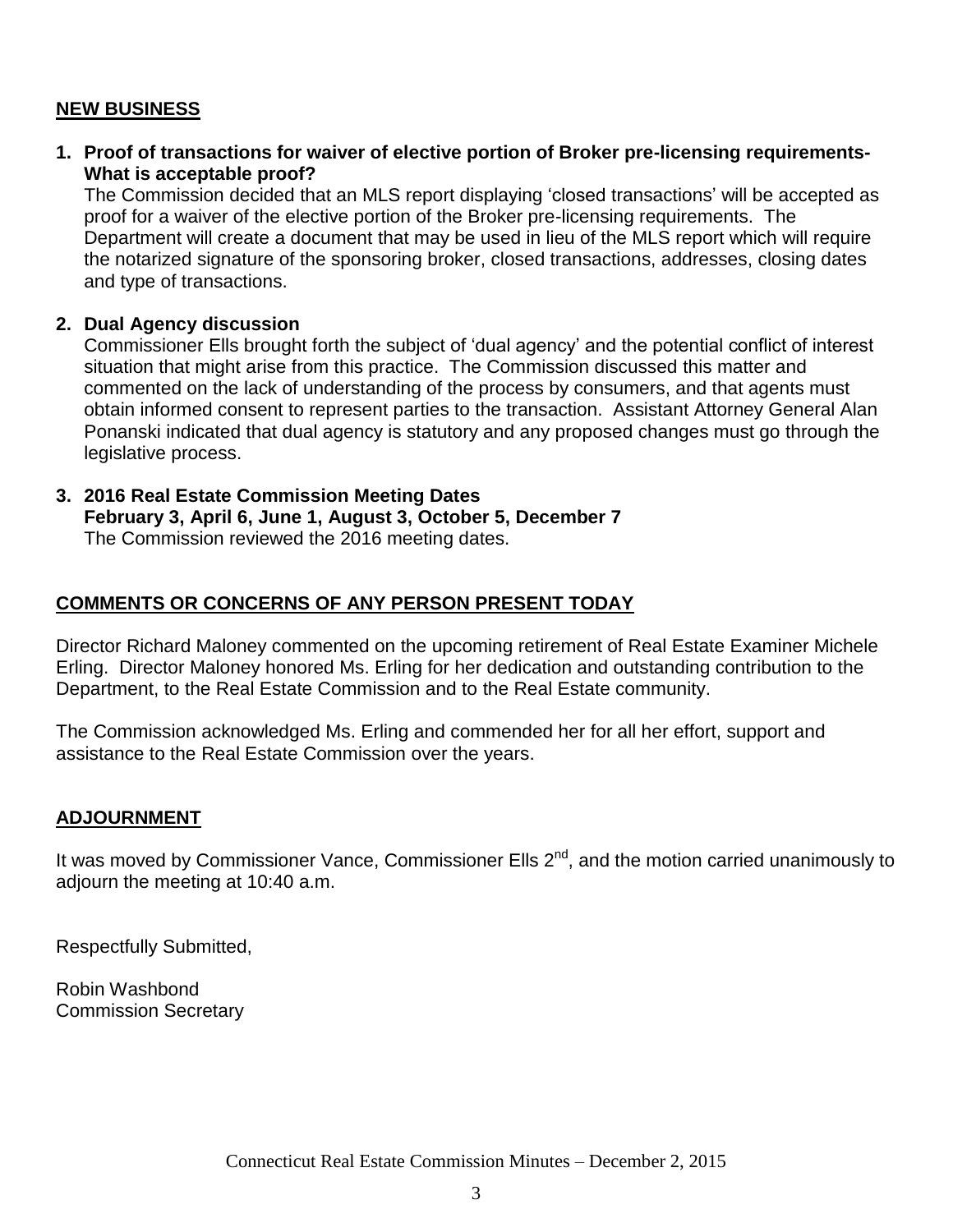## NEW BUSINESS

1. **Proof of transactions for waiver of elective portion of Broker pre-licensing requirements- What is acceptable proof?**
   The Commission decided that an MLS report displaying 'closed transactions' will be accepted as proof for a waiver of the elective portion of the Broker pre-licensing requirements. The Department will create a document that may be used in lieu of the MLS report which will require the notarized signature of the sponsoring broker, closed transactions, addresses, closing dates and type of transactions.

2. **Dual Agency discussion**
   Commissioner Ells brought forth the subject of 'dual agency' and the potential conflict of interest situation that might arise from this practice. The Commission discussed this matter and commented on the lack of understanding of the process by consumers, and that agents must obtain informed consent to represent parties to the transaction. Assistant Attorney General Alan Ponanski indicated that dual agency is statutory and any proposed changes must go through the legislative process.

3. **2016 Real Estate Commission Meeting Dates**
   **February 3, April 6, June 1, August 3, October 5, December 7**
   The Commission reviewed the 2016 meeting dates.

## COMMENTS OR CONCERNS OF ANY PERSON PRESENT TODAY

Director Richard Maloney commented on the upcoming retirement of Real Estate Examiner Michele Erling. Director Maloney honored Ms. Erling for her dedication and outstanding contribution to the Department, to the Real Estate Commission and to the Real Estate community.

The Commission acknowledged Ms. Erling and commended her for all her effort, support and assistance to the Real Estate Commission over the years.

## ADJOURNMENT

It was moved by Commissioner Vance, Commissioner Ells 2nd, and the motion carried unanimously to adjourn the meeting at 10:40 a.m.

Respectfully Submitted,

Robin Washbond
Commission Secretary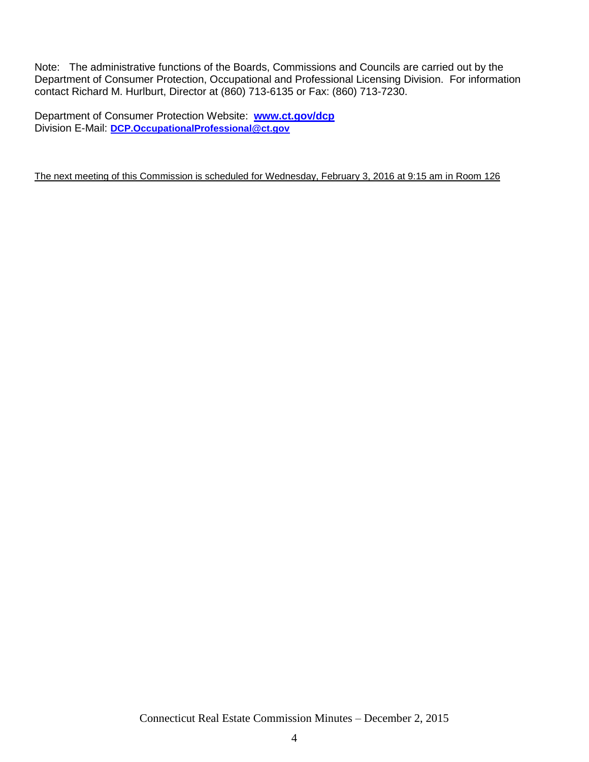Note: The administrative functions of the Boards, Commissions and Councils are carried out by the Department of Consumer Protection, Occupational and Professional Licensing Division. For information contact Richard M. Hurlburt, Director at (860) 713-6135 or Fax: (860) 713-7230.

Department of Consumer Protection Website: **www.ct.gov/dcp**
Division E-Mail: **DCP.OccupationalProfessional@ct.gov**

The next meeting of this Commission is scheduled for Wednesday, February 3, 2016 at 9:15 am in Room 126